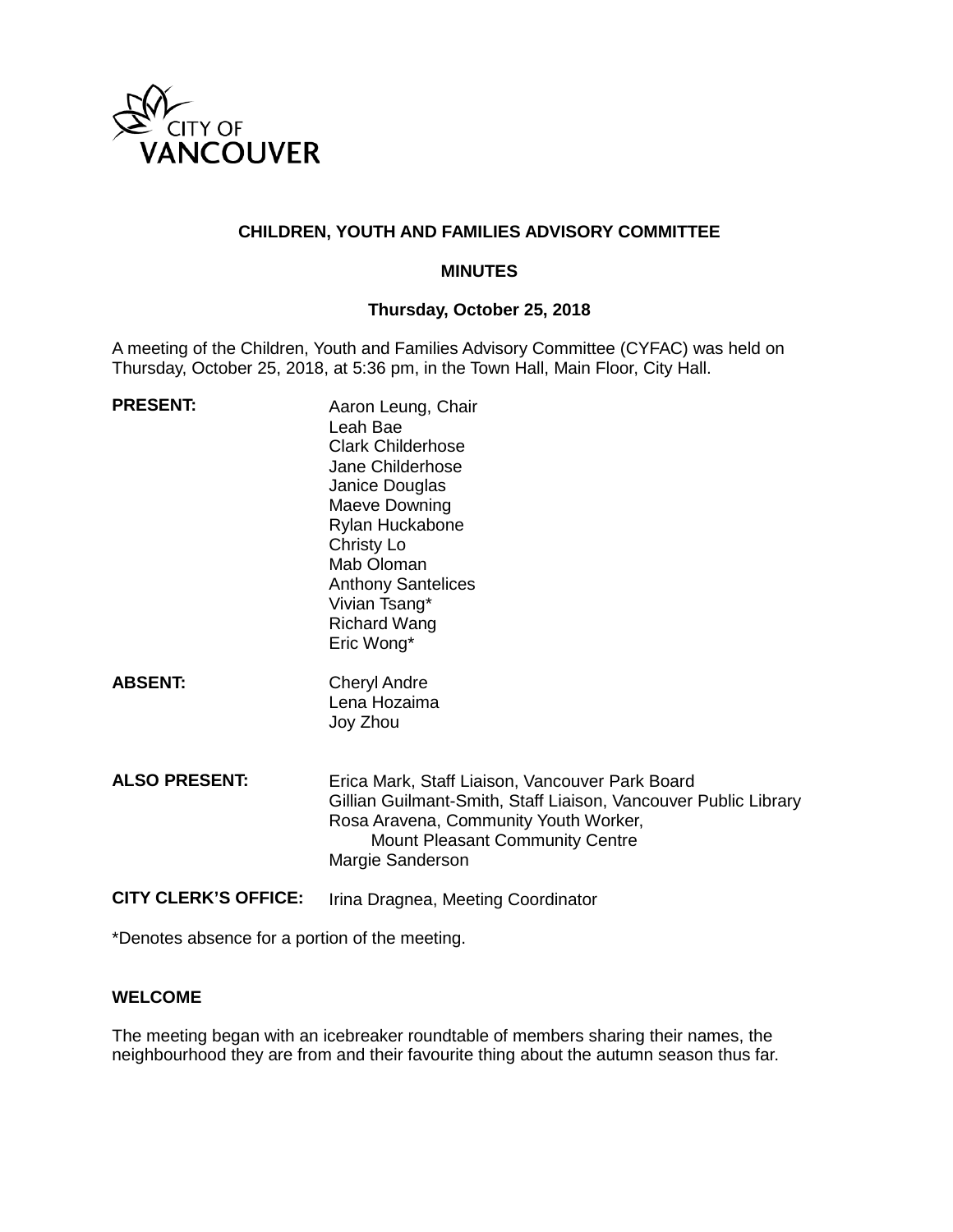CITY OF VANCOUVER

# CHILDREN, YOUTH AND FAMILIES ADVISORY COMMITTEE

## MINUTES

### Thursday, October 25, 2018

A meeting of the Children, Youth and Families Advisory Committee (CYFAC) was held on Thursday, October 25, 2018, at 5:36 pm, in the Town Hall, Main Floor, City Hall.

| | |
|---|---|
| **PRESENT:** | Aaron Leung, Chair<br>Leah Bae<br>Clark Childerhose<br>Jane Childerhose<br>Janice Douglas<br>Maeve Downing<br>Rylan Huckabone<br>Christy Lo<br>Mab Oloman<br>Anthony Santelices<br>Vivian Tsang*<br>Richard Wang<br>Eric Wong* |
| **ABSENT:** | Cheryl Andre<br>Lena Hozaima<br>Joy Zhou |
| **ALSO PRESENT:** | Erica Mark, Staff Liaison, Vancouver Park Board<br>Gillian Guilmant-Smith, Staff Liaison, Vancouver Public Library<br>Rosa Aravena, Community Youth Worker, Mount Pleasant Community Centre<br>Margie Sanderson |
| **CITY CLERK'S OFFICE:** | Irina Dragnea, Meeting Coordinator |

*Denotes absence for a portion of the meeting.

**WELCOME**

The meeting began with an icebreaker roundtable of members sharing their names, the neighbourhood they are from and their favourite thing about the autumn season thus far.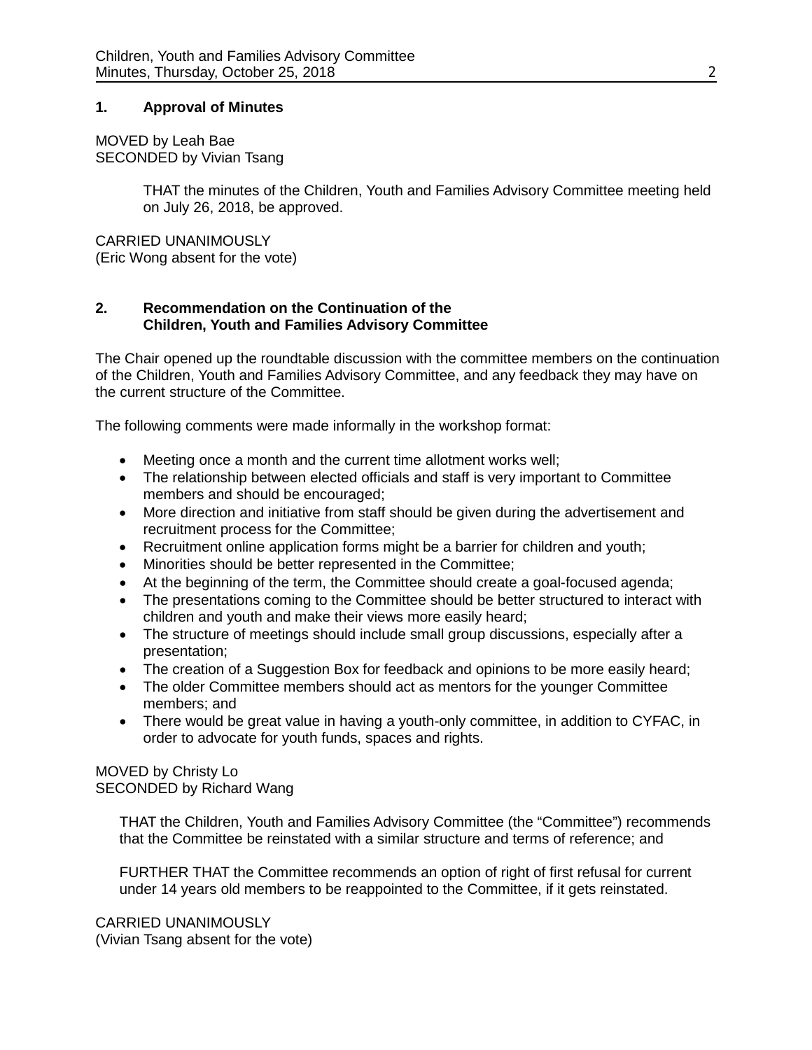## 1. Approval of Minutes

MOVED by Leah Bae
SECONDED by Vivian Tsang

> THAT the minutes of the Children, Youth and Families Advisory Committee meeting held on July 26, 2018, be approved.

CARRIED UNANIMOUSLY
(Eric Wong absent for the vote)

## 2. Recommendation on the Continuation of the Children, Youth and Families Advisory Committee

The Chair opened up the roundtable discussion with the committee members on the continuation of the Children, Youth and Families Advisory Committee, and any feedback they may have on the current structure of the Committee.

The following comments were made informally in the workshop format:

- Meeting once a month and the current time allotment works well;
- The relationship between elected officials and staff is very important to Committee members and should be encouraged;
- More direction and initiative from staff should be given during the advertisement and recruitment process for the Committee;
- Recruitment online application forms might be a barrier for children and youth;
- Minorities should be better represented in the Committee;
- At the beginning of the term, the Committee should create a goal-focused agenda;
- The presentations coming to the Committee should be better structured to interact with children and youth and make their views more easily heard;
- The structure of meetings should include small group discussions, especially after a presentation;
- The creation of a Suggestion Box for feedback and opinions to be more easily heard;
- The older Committee members should act as mentors for the younger Committee members; and
- There would be great value in having a youth-only committee, in addition to CYFAC, in order to advocate for youth funds, spaces and rights.

MOVED by Christy Lo
SECONDED by Richard Wang

> THAT the Children, Youth and Families Advisory Committee (the "Committee") recommends that the Committee be reinstated with a similar structure and terms of reference; and
>
> FURTHER THAT the Committee recommends an option of right of first refusal for current under 14 years old members to be reappointed to the Committee, if it gets reinstated.

CARRIED UNANIMOUSLY
(Vivian Tsang absent for the vote)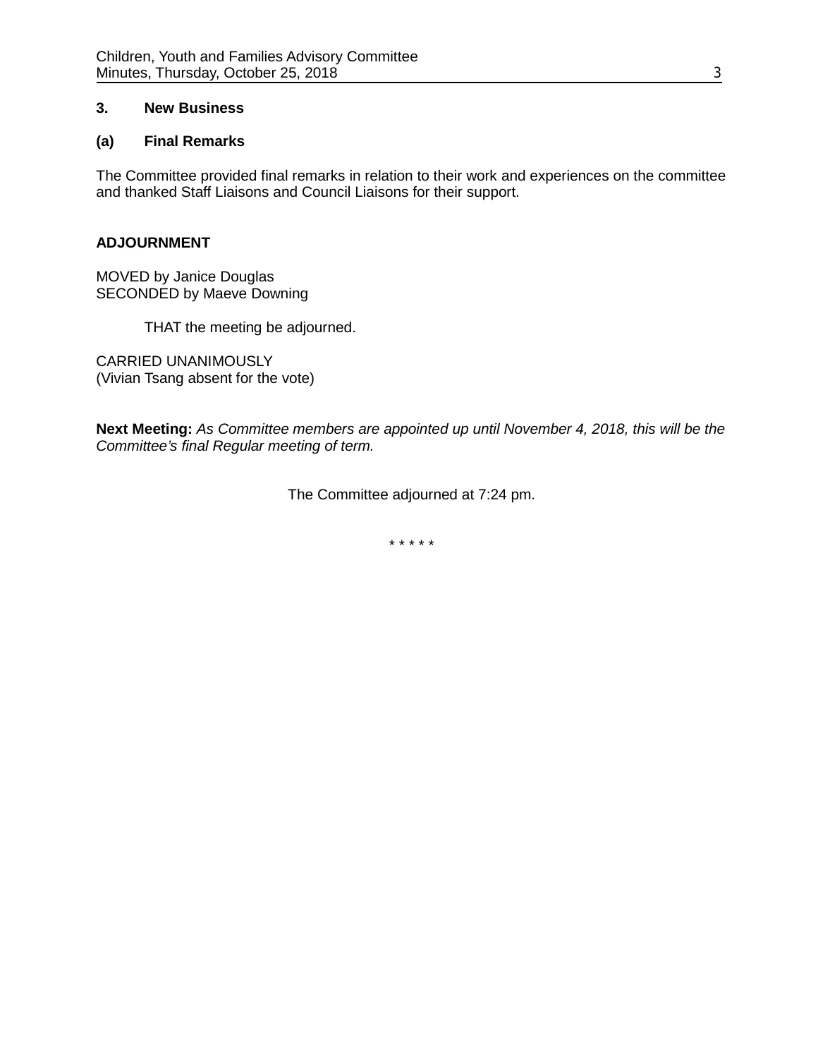## 3. New Business

### (a) Final Remarks

The Committee provided final remarks in relation to their work and experiences on the committee and thanked Staff Liaisons and Council Liaisons for their support.

## ADJOURNMENT

MOVED by Janice Douglas
SECONDED by Maeve Downing

THAT the meeting be adjourned.

CARRIED UNANIMOUSLY
(Vivian Tsang absent for the vote)

**Next Meeting:** *As Committee members are appointed up until November 4, 2018, this will be the Committee's final Regular meeting of term.*

The Committee adjourned at 7:24 pm.

* * * * *